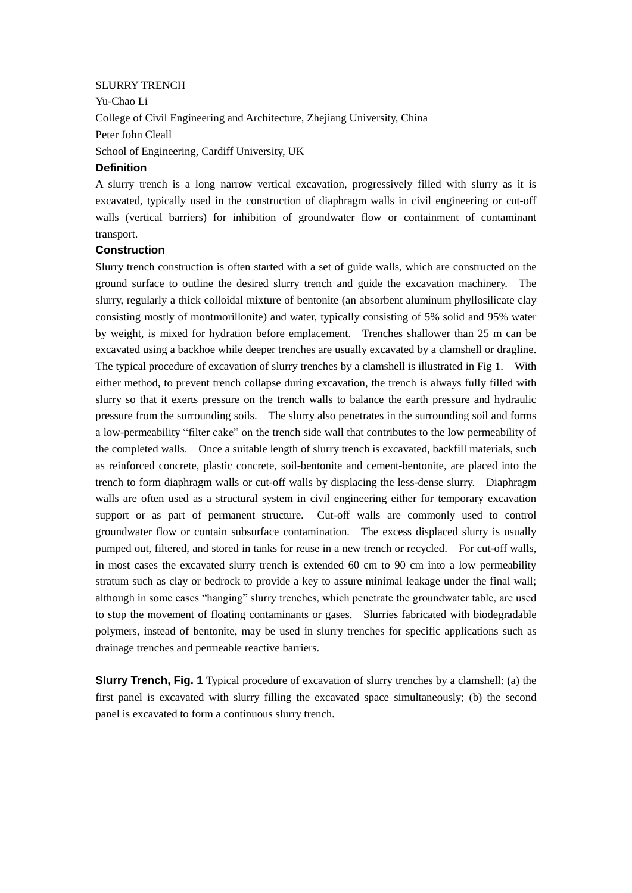SLURRY TRENCH

Yu-Chao Li

College of Civil Engineering and Architecture, Zhejiang University, China

Peter John Cleall

School of Engineering, Cardiff University, UK

## Definition

A slurry trench is a long narrow vertical excavation, progressively filled with slurry as it is excavated, typically used in the construction of diaphragm walls in civil engineering or cut-off walls (vertical barriers) for inhibition of groundwater flow or containment of contaminant transport.

## Construction

Slurry trench construction is often started with a set of guide walls, which are constructed on the ground surface to outline the desired slurry trench and guide the excavation machinery. The slurry, regularly a thick colloidal mixture of bentonite (an absorbent aluminum phyllosilicate clay consisting mostly of montmorillonite) and water, typically consisting of 5% solid and 95% water by weight, is mixed for hydration before emplacement. Trenches shallower than 25 m can be excavated using a backhoe while deeper trenches are usually excavated by a clamshell or dragline. The typical procedure of excavation of slurry trenches by a clamshell is illustrated in Fig 1. With either method, to prevent trench collapse during excavation, the trench is always fully filled with slurry so that it exerts pressure on the trench walls to balance the earth pressure and hydraulic pressure from the surrounding soils. The slurry also penetrates in the surrounding soil and forms a low-permeability "filter cake" on the trench side wall that contributes to the low permeability of the completed walls. Once a suitable length of slurry trench is excavated, backfill materials, such as reinforced concrete, plastic concrete, soil-bentonite and cement-bentonite, are placed into the trench to form diaphragm walls or cut-off walls by displacing the less-dense slurry. Diaphragm walls are often used as a structural system in civil engineering either for temporary excavation support or as part of permanent structure. Cut-off walls are commonly used to control groundwater flow or contain subsurface contamination. The excess displaced slurry is usually pumped out, filtered, and stored in tanks for reuse in a new trench or recycled. For cut-off walls, in most cases the excavated slurry trench is extended 60 cm to 90 cm into a low permeability stratum such as clay or bedrock to provide a key to assure minimal leakage under the final wall; although in some cases "hanging" slurry trenches, which penetrate the groundwater table, are used to stop the movement of floating contaminants or gases. Slurries fabricated with biodegradable polymers, instead of bentonite, may be used in slurry trenches for specific applications such as drainage trenches and permeable reactive barriers.

**Slurry Trench, Fig. 1** Typical procedure of excavation of slurry trenches by a clamshell: (a) the first panel is excavated with slurry filling the excavated space simultaneously; (b) the second panel is excavated to form a continuous slurry trench.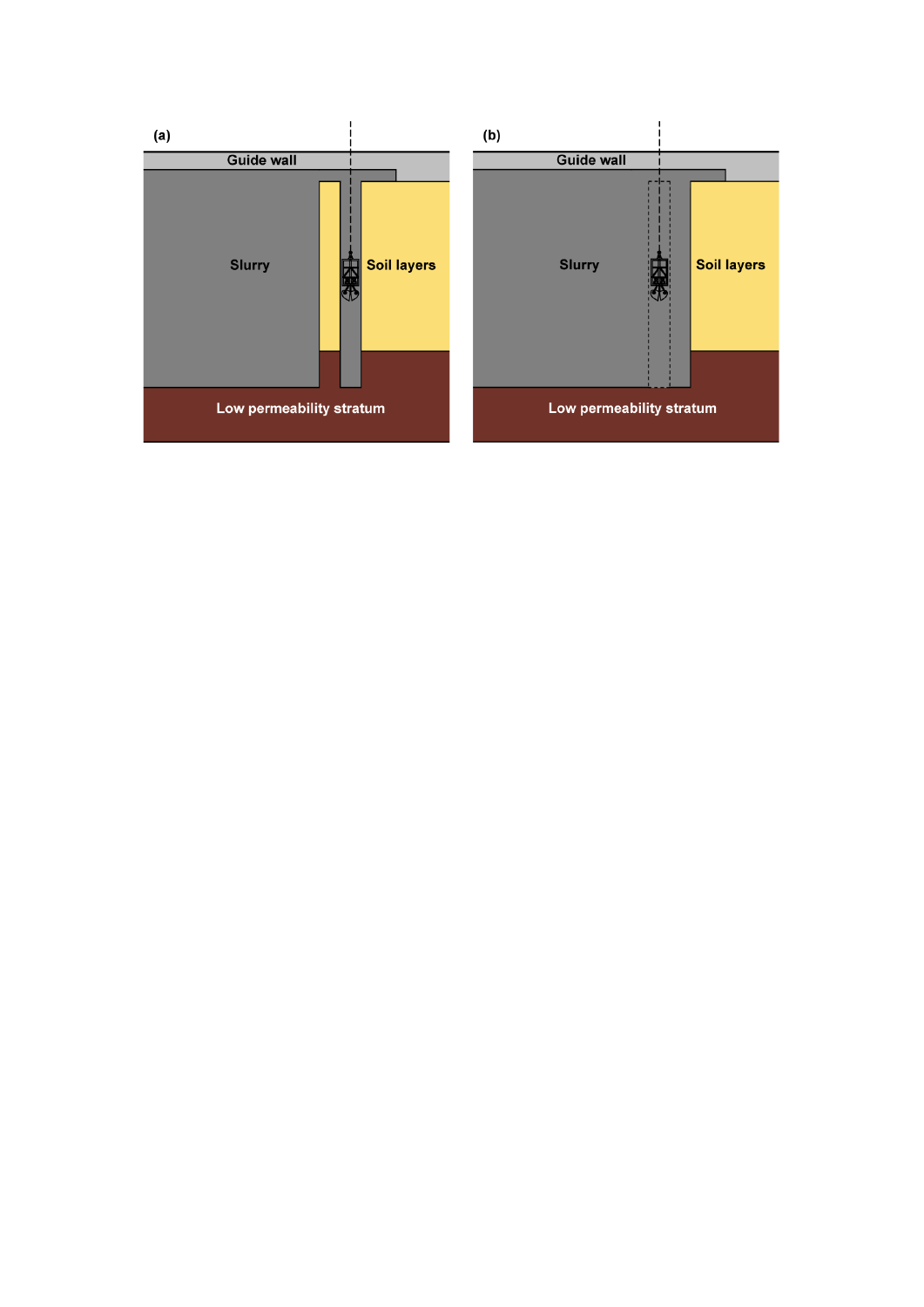(a)

Guide wall

Slurry

Soil layers

Low permeability stratum

(b)

Guide wall

Slurry

Soil layers

Low permeability stratum